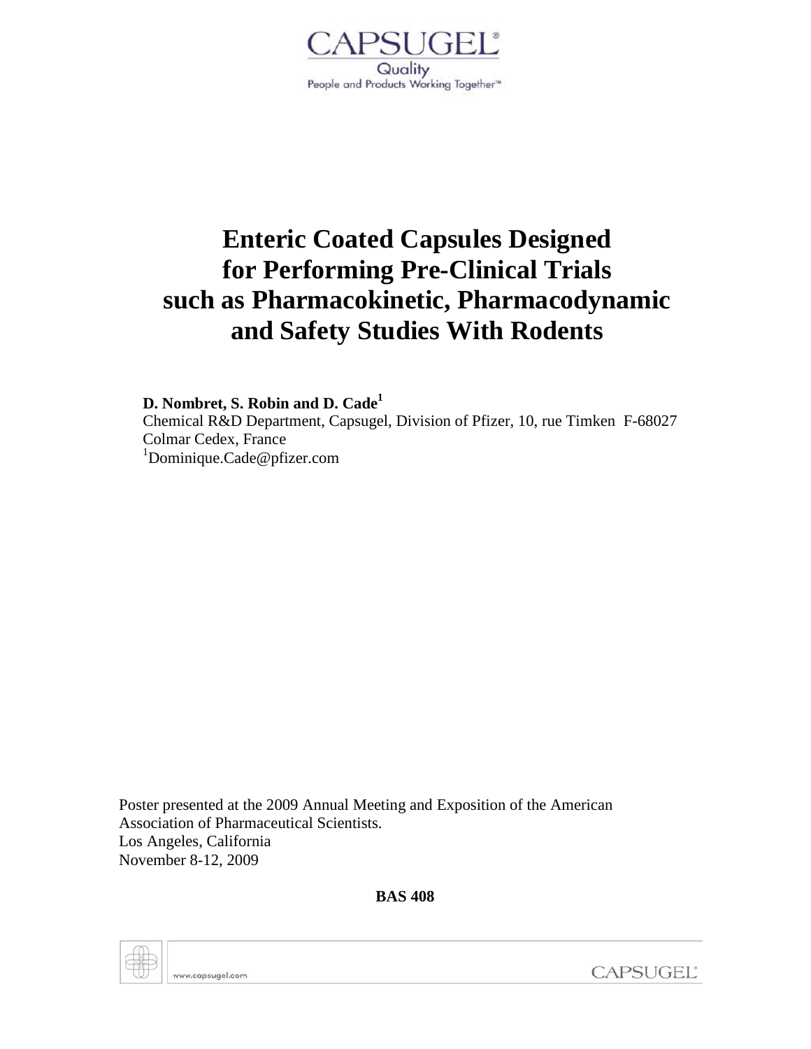CAPSUGEL®

Quality

People and Products Working Together™

# Enteric Coated Capsules Designed for Performing Pre-Clinical Trials such as Pharmacokinetic, Pharmacodynamic and Safety Studies With Rodents

**D. Nombret, S. Robin and D. Cade[1]**

Chemical R&D Department, Capsugel, Division of Pfizer, 10, rue Timken F-68027 Colmar Cedex, France

[1]Dominique.Cade@pfizer.com

Poster presented at the 2009 Annual Meeting and Exposition of the American Association of Pharmaceutical Scientists.
Los Angeles, California
November 8-12, 2009

**BAS 408**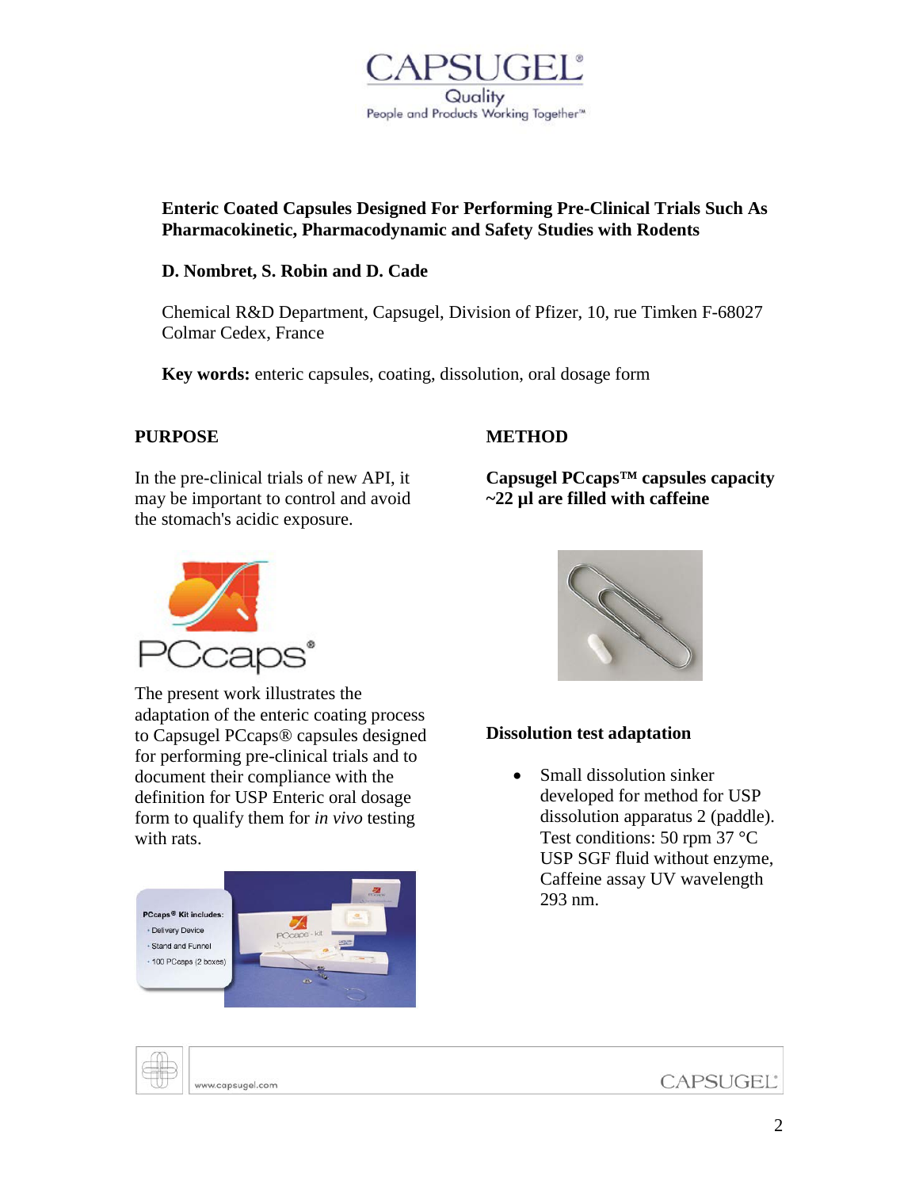**Enteric Coated Capsules Designed For Performing Pre-Clinical Trials Such As Pharmacokinetic, Pharmacodynamic and Safety Studies with Rodents**

**D. Nombret, S. Robin and D. Cade**

Chemical R&D Department, Capsugel, Division of Pfizer, 10, rue Timken F-68027 Colmar Cedex, France

**Key words:** enteric capsules, coating, dissolution, oral dosage form

## PURPOSE

In the pre-clinical trials of new API, it may be important to control and avoid the stomach's acidic exposure.

The present work illustrates the adaptation of the enteric coating process to Capsugel PCcaps® capsules designed for performing pre-clinical trials and to document their compliance with the definition for USP Enteric oral dosage form to qualify them for *in vivo* testing with rats.

## METHOD

**Capsugel PCcaps™ capsules capacity ~22 µl are filled with caffeine**

**Dissolution test adaptation**

- Small dissolution sinker developed for method for USP dissolution apparatus 2 (paddle). Test conditions: 50 rpm 37 °C USP SGF fluid without enzyme, Caffeine assay UV wavelength 293 nm.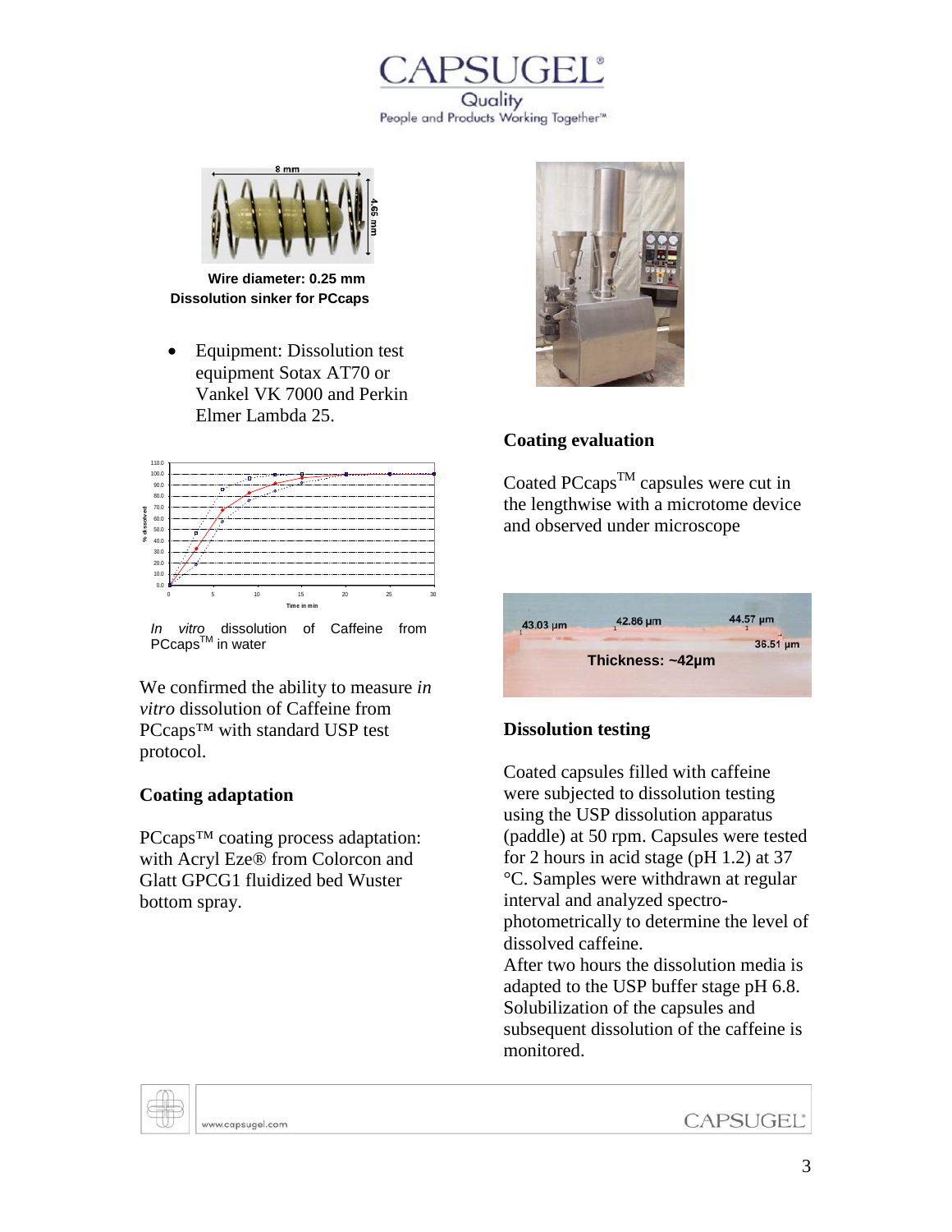Wire diameter: 0.25 mm
**Dissolution sinker for PCcaps**

- Equipment: Dissolution test equipment Sotax AT70 or Vankel VK 7000 and Perkin Elmer Lambda 25.

*In vitro* dissolution of Caffeine from PCcaps™ in water

We confirmed the ability to measure *in vitro* dissolution of Caffeine from PCcaps™ with standard USP test protocol.

### Coating adaptation

PCcaps™ coating process adaptation: with Acryl Eze® from Colorcon and Glatt GPCG1 fluidized bed Wuster bottom spray.

### Coating evaluation

Coated PCcaps™ capsules were cut in the lengthwise with a microtome device and observed under microscope

Thickness: ~42µm

### Dissolution testing

Coated capsules filled with caffeine were subjected to dissolution testing using the USP dissolution apparatus (paddle) at 50 rpm. Capsules were tested for 2 hours in acid stage (pH 1.2) at 37 °C. Samples were withdrawn at regular interval and analyzed spectro-photometrically to determine the level of dissolved caffeine.
After two hours the dissolution media is adapted to the USP buffer stage pH 6.8. Solubilization of the capsules and subsequent dissolution of the caffeine is monitored.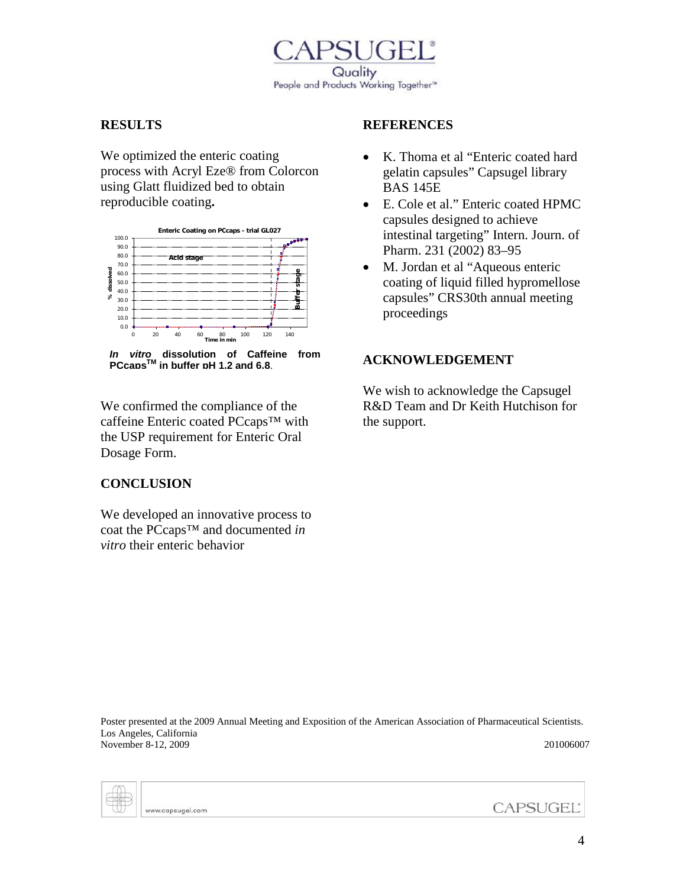## RESULTS

We optimized the enteric coating process with Acryl Eze® from Colorcon using Glatt fluidized bed to obtain reproducible coating**.**

Enteric Coating on PCcaps - trial GL027

100.0
90.0
80.0
70.0
60.0
50.0
40.0
30.0
20.0
10.0
0.0

% dissolved

0 20 40 60 80 100 120 140

Time in min

Acid stage

Buffer stage

***In vitro*** **dissolution of Caffeine from PCcaps™ in buffer pH 1.2 and 6.8**.

We confirmed the compliance of the caffeine Enteric coated PCcaps™ with the USP requirement for Enteric Oral Dosage Form.

## CONCLUSION

We developed an innovative process to coat the PCcaps™ and documented *in vitro* their enteric behavior

## REFERENCES

- K. Thoma et al "Enteric coated hard gelatin capsules" Capsugel library BAS 145E
- E. Cole et al." Enteric coated HPMC capsules designed to achieve intestinal targeting" Intern. Journ. of Pharm. 231 (2002) 83–95
- M. Jordan et al "Aqueous enteric coating of liquid filled hypromellose capsules" CRS30th annual meeting proceedings

## ACKNOWLEDGEMENT

We wish to acknowledge the Capsugel R&D Team and Dr Keith Hutchison for the support.

Poster presented at the 2009 Annual Meeting and Exposition of the American Association of Pharmaceutical Scientists.
Los Angeles, California
November 8-12, 2009

201006007